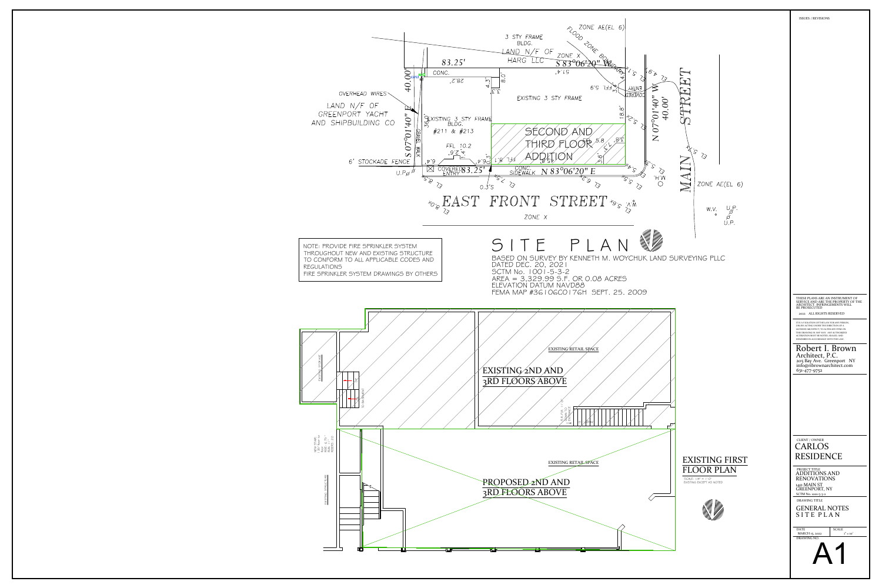ISSUES / REVISIONS

# SITE PLAN

BASED ON SURVEY BY KENNETH M. WOYCHUK LAND SURVEYING PLLC
DATED DEC. 20, 2021
SCTM No. 1001-5-3-2
AREA = 3,329.99 S.F. OR 0.08 ACRES
ELEVATION DATUM NAVD88
FEMA MAP #36106C0176H SEPT. 25, 2009

NOTE: PROVIDE FIRE SPRINKLER SYSTEM THROUGHOUT NEW AND EXISTING STRUCTURE TO CONFORM TO ALL APPLICABLE CODES AND REGULATIONS
FIRE SPRINKLER SYSTEM DRAWINGS BY OTHERS

ZONE AE(EL 6)
FLOOD ZONE BOUNDARY
3 STY FRAME BLDG.
LAND N/F OF HARG LLC
ZONE X
S 83°06'20" W
83.25'
51.4'
CONC.
28.2'
4.3'
8.0'
3.3'
40.00'
EXISTING 3 STY FRAME
FFL 5.9
COVERED ENTRY
18.8'
N 07°01'40" W
40.00'
MAIN STREET
OVERHEAD WIRES
LAND N/F OF GREENPORT YACHT AND SHIPBUILDING CO
S 07°01'40" E
36.0'
GRAVEL WALK
EXISTING 3 STY FRAME BLDG.
#211 & #213
FFL 10.2
SECOND AND THIRD FLOOR ADDITION
FFL 5.8
6' STOCKADE FENCE
U.P.
COVERED ENTRY
83.25'
FFL 8.1
CONC. SIDEWALK
N 83°06'20" E
M.H.
ZONE AE(EL 6)
W.V.
U.P.
EAST FRONT STREET
ZONE X

EXISTING STORAGE
EXISTING RETAIL SPACE
EXISTING 2ND AND 3RD FLOORS ABOVE
EXISTING STRUCTURE
EXISTING RETAIL SPACE
PROPOSED 2ND AND 3RD FLOORS ABOVE

## EXISTING FIRST FLOOR PLAN

SCALE: 1/4" = 1'-0"
EXISTING EXCEPT AS NOTED

THESE PLANS ARE AN INSTRUMENT OF SERVICE AND ARE THE PROPERTY OF THE ARCHITECT. INFRINGEMENTS WILL BE PROSECUTED

2022 ALL RIGHTS RESERVED

IT IS A VIOLATION OF THE LAW FOR ANY PERSON, UNLESS ACTING UNDER THE DIRECTION OF A LICENSED ARCHITECT, TO ALTER ANY ITEM ON THIS DRAWING IN ANY WAY. ANY AUTHORIZED ALTERATION MUST BE NOTED, SEALED, AND DESCRIBED IN ACCORDANCE WITH THE LAW.

Robert I. Brown
Architect, P.C.
205 Bay Ave. Greenport NY
info@ribrownarchitect.com
631-477-9752

CLIENT / OWNER
CARLOS RESIDENCE

PROJECT TITLE
ADDITIONS AND RENOVATIONS
140 MAIN ST
GREENPORT, NY
SCTM No. 1001-5-3-2

DRAWING TITLE
GENERAL NOTES
SITE PLAN

| DATE | SCALE |
|---|---|
| MARCH 15, 2022 | 1" = 10' |

DRAWING NO.
A1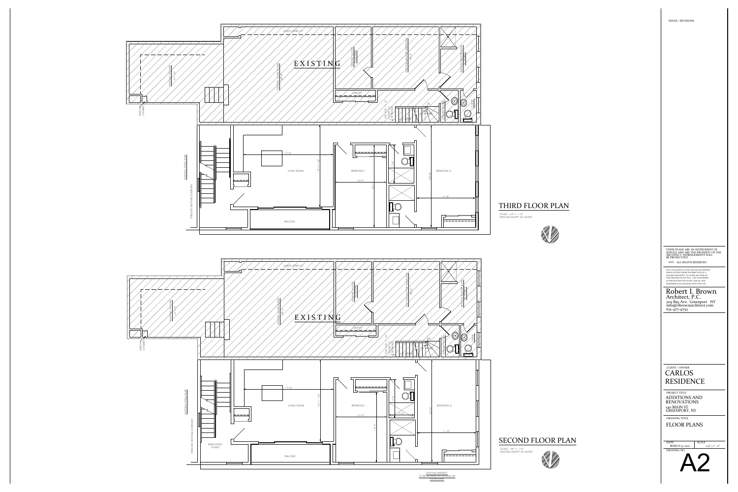# THIRD FLOOR PLAN

SCALE: 1/4" = 1'-0"
EXISTING EXCEPT AS NOTED

EXISTING

EXISTING STRUCTURE

REMOVE EXISTING DOORWAY

LIVING ROOM

17'-6"

13'-11 1/2"

BEDROOM 1

10'-0"

BEDROOM 2

20'-2"

11'-6"

BALCONY

BRICK CHIMNEY

# SECOND FLOOR PLAN

SCALE: 1/4" = 1'-0"
EXISTING EXCEPT AS NOTED

EXISTING

EXISTING STRUCTURE

REMOVE EXISTING DOORWAY

RENOVATED STAIRS

LIVING ROOM

17'-6"

13'-11 1/2"

BEDROOM 1

10'-0"

BEDROOM 2

20'-2"

11'-6"

BALCONY

BRICK CHIMNEY

EXISTING PARAPET TO BE ALTERED AS SHOWN ON ELEVATIONS

---

ISSUES / REVISIONS

THESE PLANS ARE AN INSTRUMENT OF SERVICE AND ARE THE PROPERTY OF THE ARCHITECT. INFRINGEMENTS WILL BE PROSECUTED.

2022 ALL RIGHTS RESERVED

IT IS A VIOLATION OF THE LAW FOR ANY PERSON, UNLESS ACTING UNDER THE DIRECTION OF A LICENSED ARCHITECT, TO ALTER ANY ITEM ON THIS DRAWING IN ANY WAY. ANY AUTHORIZED ALTERATION MUST BE NOTED, SIGNED, AND DESCRIBED IN ACCORDANCE WITH THE LAW.

**Robert I. Brown**
Architect, P.C.
205 Bay Ave. Greenport NY
info@ribrownarchitect.com
631-477-9752

CLIENT / OWNER
**CARLOS RESIDENCE**

PROJECT TITLE
ADDITIONS AND RENOVATIONS
140 MAIN ST
GREENPORT, NY

DRAWING TITLE
FLOOR PLANS

| DATE | SCALE |
| --- | --- |
| MARCH 15, 2022 | 1/4" = 1' - 0" |

DRAWING NO.
**A2**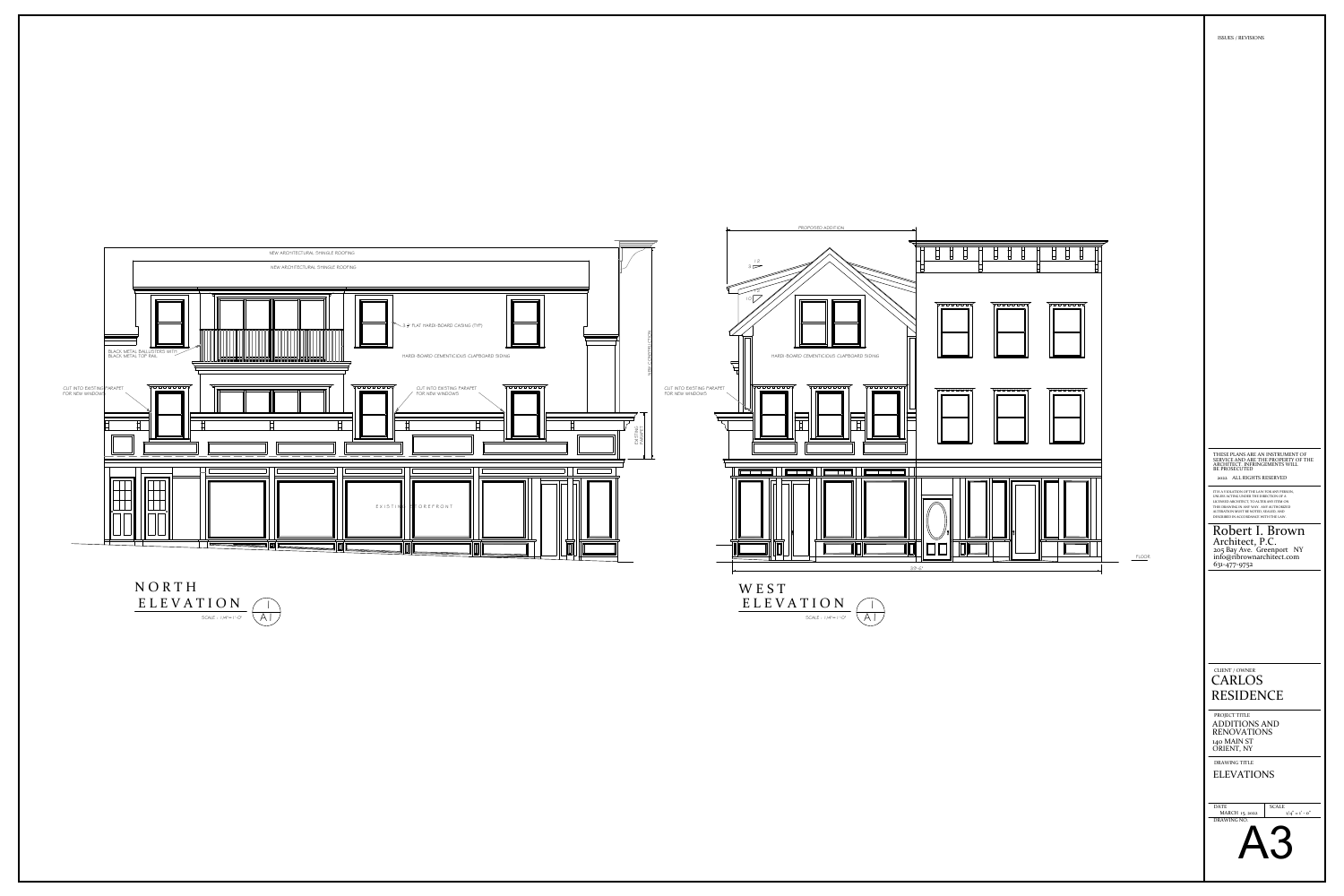ISSUES / REVISIONS

NEW ARCHITECTURAL SHINGLE ROOFING

NEW ARCHITECTURAL SHINGLE ROOFING

5/4" FLAT HARDI-BOARD CASING (TYP)

BLACK METAL BALLUSTERS WITH BLACK METAL TOP RAIL

HARDI-BOARD CEMENTICIOUS CLAPBOARD SIDING

NEW CONSTRUCTION

CUT INTO EXISTING PARAPET FOR NEW WINDOWS

CUT INTO EXISTING PARAPET FOR NEW WINDOWS

EXISTING PARAPET

EXISTING STOREFRONT

NORTH ELEVATION 1/A1

SCALE : 1/4" = 1'-0"

PROPOSED ADDITION

12 / 3

12 / 10

HARDI-BOARD CEMENTICIOUS CLAPBOARD SIDING

CUT INTO EXISTING PARAPET FOR NEW WINDOWS

FLOOR

20'-6"

WEST ELEVATION 1/A1

SCALE : 1/4" = 1'-0"

THESE PLANS ARE AN INSTRUMENT OF SERVICE AND ARE THE PROPERTY OF THE ARCHITECT. INFRINGEMENTS WILL BE PROSECUTED.

2022 ALL RIGHTS RESERVED

IT IS A VIOLATION OF THE LAW FOR ANY PERSON, UNLESS ACTING UNDER THE DIRECTION OF A LICENSED ARCHITECT, TO ALTER ANY ITEM ON THIS DRAWING IN ANY WAY. ANY AUTHORIZED ALTERATION MUST BE NOTED, SEALED, AND DESCRIBED IN ACCORDANCE WITH THE LAW.

Robert I. Brown
Architect, P.C.
205 Bay Ave. Greenport NY
info@ribrownarchitect.com
631-477-9752

CLIENT / OWNER
CARLOS RESIDENCE

PROJECT TITLE
ADDITIONS AND RENOVATIONS
140 MAIN ST
ORIENT, NY

DRAWING TITLE
ELEVATIONS

| DATE | SCALE |
|---|---|
| MARCH 15, 2022 | 1/4" = 1' - 0" |

DRAWING NO.
A3